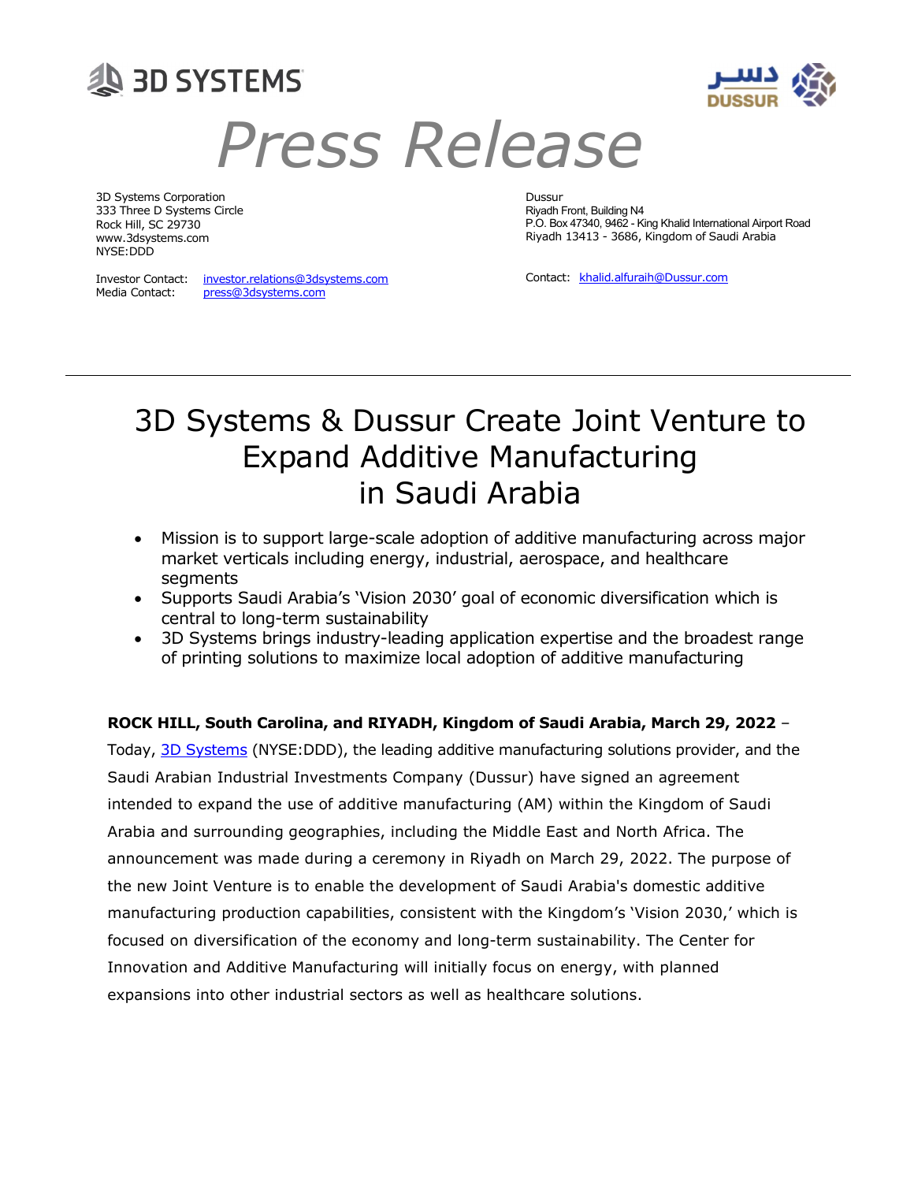# Press Release

3D Systems Corporation
333 Three D Systems Circle
Rock Hill, SC 29730
www.3dsystems.com
NYSE:DDD

Investor Contact: investor.relations@3dsystems.com
Media Contact: press@3dsystems.com

Dussur
Riyadh Front, Building N4
P.O. Box 47340, 9462 - King Khalid International Airport Road
Riyadh 13413 - 3686, Kingdom of Saudi Arabia

Contact: khalid.alfuraih@Dussur.com

---

## 3D Systems & Dussur Create Joint Venture to Expand Additive Manufacturing in Saudi Arabia

- Mission is to support large-scale adoption of additive manufacturing across major market verticals including energy, industrial, aerospace, and healthcare segments
- Supports Saudi Arabia's 'Vision 2030' goal of economic diversification which is central to long-term sustainability
- 3D Systems brings industry-leading application expertise and the broadest range of printing solutions to maximize local adoption of additive manufacturing

**ROCK HILL, South Carolina, and RIYADH, Kingdom of Saudi Arabia, March 29, 2022** – Today, 3D Systems (NYSE:DDD), the leading additive manufacturing solutions provider, and the Saudi Arabian Industrial Investments Company (Dussur) have signed an agreement intended to expand the use of additive manufacturing (AM) within the Kingdom of Saudi Arabia and surrounding geographies, including the Middle East and North Africa. The announcement was made during a ceremony in Riyadh on March 29, 2022. The purpose of the new Joint Venture is to enable the development of Saudi Arabia's domestic additive manufacturing production capabilities, consistent with the Kingdom's 'Vision 2030,' which is focused on diversification of the economy and long-term sustainability. The Center for Innovation and Additive Manufacturing will initially focus on energy, with planned expansions into other industrial sectors as well as healthcare solutions.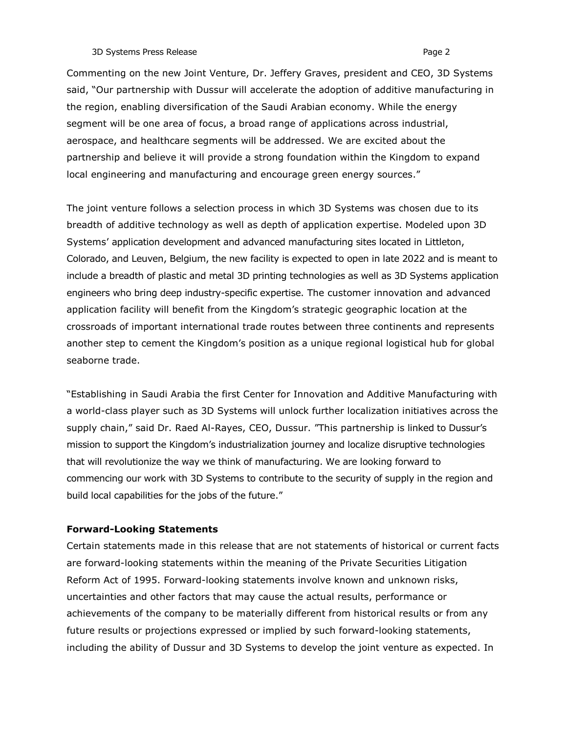Commenting on the new Joint Venture, Dr. Jeffery Graves, president and CEO, 3D Systems said, "Our partnership with Dussur will accelerate the adoption of additive manufacturing in the region, enabling diversification of the Saudi Arabian economy. While the energy segment will be one area of focus, a broad range of applications across industrial, aerospace, and healthcare segments will be addressed. We are excited about the partnership and believe it will provide a strong foundation within the Kingdom to expand local engineering and manufacturing and encourage green energy sources."

The joint venture follows a selection process in which 3D Systems was chosen due to its breadth of additive technology as well as depth of application expertise. Modeled upon 3D Systems' application development and advanced manufacturing sites located in Littleton, Colorado, and Leuven, Belgium, the new facility is expected to open in late 2022 and is meant to include a breadth of plastic and metal 3D printing technologies as well as 3D Systems application engineers who bring deep industry-specific expertise. The customer innovation and advanced application facility will benefit from the Kingdom's strategic geographic location at the crossroads of important international trade routes between three continents and represents another step to cement the Kingdom's position as a unique regional logistical hub for global seaborne trade.

"Establishing in Saudi Arabia the first Center for Innovation and Additive Manufacturing with a world-class player such as 3D Systems will unlock further localization initiatives across the supply chain," said Dr. Raed Al-Rayes, CEO, Dussur. "This partnership is linked to Dussur's mission to support the Kingdom's industrialization journey and localize disruptive technologies that will revolutionize the way we think of manufacturing. We are looking forward to commencing our work with 3D Systems to contribute to the security of supply in the region and build local capabilities for the jobs of the future."

**Forward-Looking Statements**

Certain statements made in this release that are not statements of historical or current facts are forward-looking statements within the meaning of the Private Securities Litigation Reform Act of 1995. Forward-looking statements involve known and unknown risks, uncertainties and other factors that may cause the actual results, performance or achievements of the company to be materially different from historical results or from any future results or projections expressed or implied by such forward-looking statements, including the ability of Dussur and 3D Systems to develop the joint venture as expected. In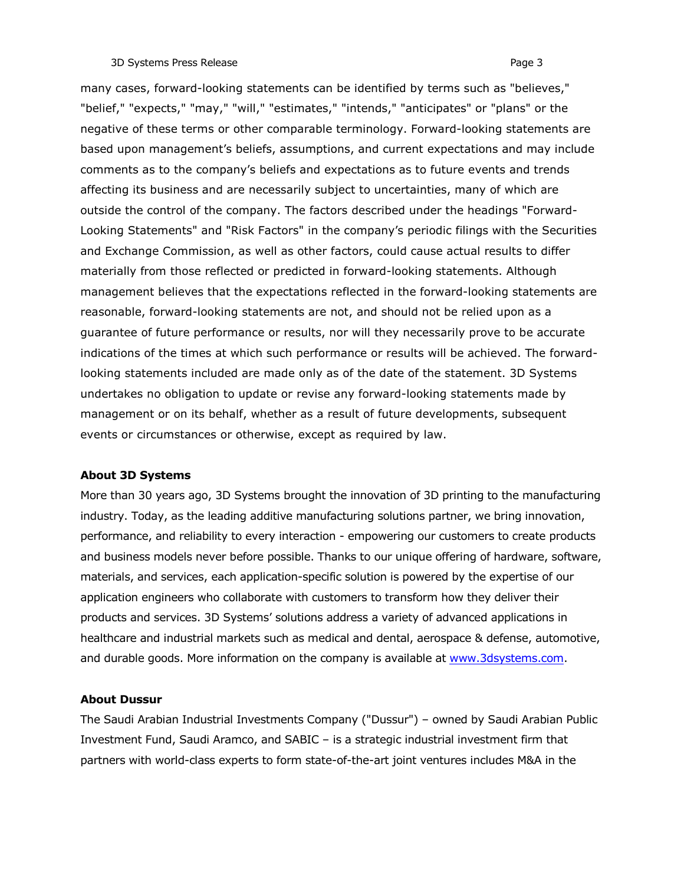many cases, forward-looking statements can be identified by terms such as "believes," "belief," "expects," "may," "will," "estimates," "intends," "anticipates" or "plans" or the negative of these terms or other comparable terminology. Forward-looking statements are based upon management's beliefs, assumptions, and current expectations and may include comments as to the company's beliefs and expectations as to future events and trends affecting its business and are necessarily subject to uncertainties, many of which are outside the control of the company. The factors described under the headings "Forward-Looking Statements" and "Risk Factors" in the company's periodic filings with the Securities and Exchange Commission, as well as other factors, could cause actual results to differ materially from those reflected or predicted in forward-looking statements. Although management believes that the expectations reflected in the forward-looking statements are reasonable, forward-looking statements are not, and should not be relied upon as a guarantee of future performance or results, nor will they necessarily prove to be accurate indications of the times at which such performance or results will be achieved. The forward-looking statements included are made only as of the date of the statement. 3D Systems undertakes no obligation to update or revise any forward-looking statements made by management or on its behalf, whether as a result of future developments, subsequent events or circumstances or otherwise, except as required by law.

**About 3D Systems**

More than 30 years ago, 3D Systems brought the innovation of 3D printing to the manufacturing industry. Today, as the leading additive manufacturing solutions partner, we bring innovation, performance, and reliability to every interaction - empowering our customers to create products and business models never before possible. Thanks to our unique offering of hardware, software, materials, and services, each application-specific solution is powered by the expertise of our application engineers who collaborate with customers to transform how they deliver their products and services. 3D Systems' solutions address a variety of advanced applications in healthcare and industrial markets such as medical and dental, aerospace & defense, automotive, and durable goods. More information on the company is available at [www.3dsystems.com](http://www.3dsystems.com).

**About Dussur**

The Saudi Arabian Industrial Investments Company ("Dussur") – owned by Saudi Arabian Public Investment Fund, Saudi Aramco, and SABIC – is a strategic industrial investment firm that partners with world-class experts to form state-of-the-art joint ventures includes M&A in the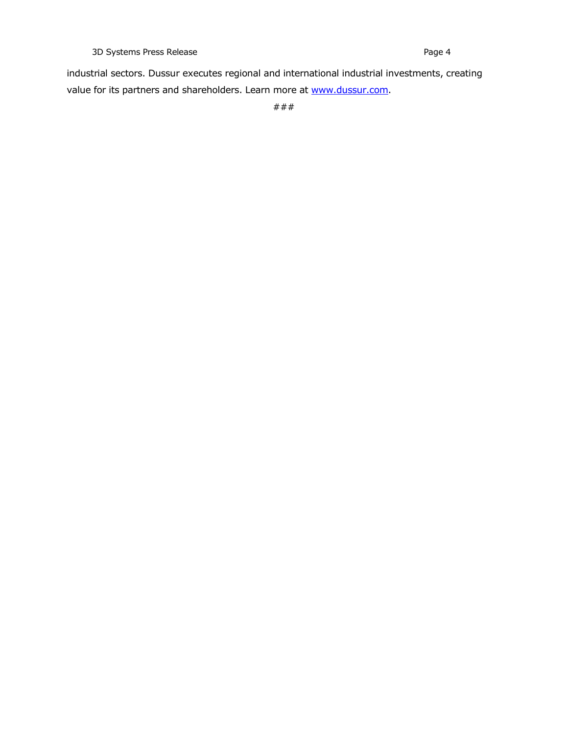industrial sectors. Dussur executes regional and international industrial investments, creating value for its partners and shareholders. Learn more at [www.dussur.com](http://www.dussur.com).

###